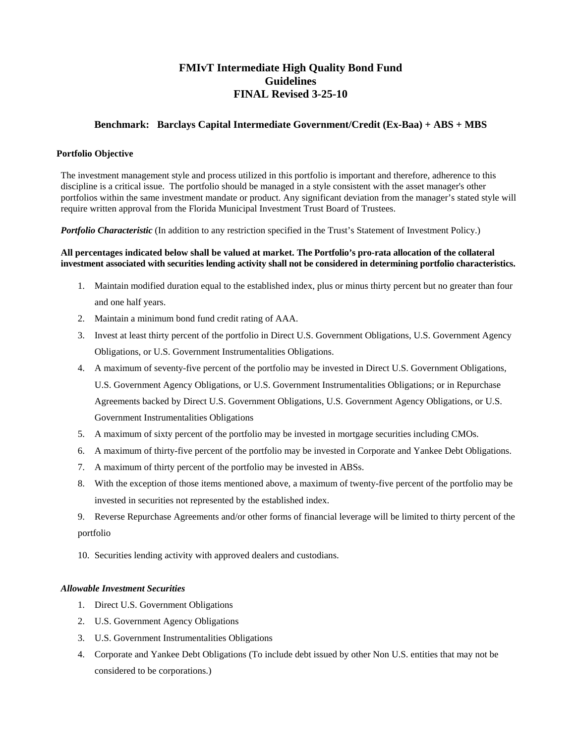# FMIvT Intermediate High Quality Bond Fund
# Guidelines
# FINAL Revised 3-25-10

### Benchmark: Barclays Capital Intermediate Government/Credit (Ex-Baa) + ABS + MBS

**Portfolio Objective**

The investment management style and process utilized in this portfolio is important and therefore, adherence to this discipline is a critical issue. The portfolio should be managed in a style consistent with the asset manager's other portfolios within the same investment mandate or product. Any significant deviation from the manager's stated style will require written approval from the Florida Municipal Investment Trust Board of Trustees.

***Portfolio Characteristic*** (In addition to any restriction specified in the Trust's Statement of Investment Policy.)

**All percentages indicated below shall be valued at market. The Portfolio's pro-rata allocation of the collateral investment associated with securities lending activity shall not be considered in determining portfolio characteristics.**

1. Maintain modified duration equal to the established index, plus or minus thirty percent but no greater than four and one half years.
2. Maintain a minimum bond fund credit rating of AAA.
3. Invest at least thirty percent of the portfolio in Direct U.S. Government Obligations, U.S. Government Agency Obligations, or U.S. Government Instrumentalities Obligations.
4. A maximum of seventy-five percent of the portfolio may be invested in Direct U.S. Government Obligations, U.S. Government Agency Obligations, or U.S. Government Instrumentalities Obligations; or in Repurchase Agreements backed by Direct U.S. Government Obligations, U.S. Government Agency Obligations, or U.S. Government Instrumentalities Obligations
5. A maximum of sixty percent of the portfolio may be invested in mortgage securities including CMOs.
6. A maximum of thirty-five percent of the portfolio may be invested in Corporate and Yankee Debt Obligations.
7. A maximum of thirty percent of the portfolio may be invested in ABSs.
8. With the exception of those items mentioned above, a maximum of twenty-five percent of the portfolio may be invested in securities not represented by the established index.
9. Reverse Repurchase Agreements and/or other forms of financial leverage will be limited to thirty percent of the portfolio
10. Securities lending activity with approved dealers and custodians.

***Allowable Investment Securities***

1. Direct U.S. Government Obligations
2. U.S. Government Agency Obligations
3. U.S. Government Instrumentalities Obligations
4. Corporate and Yankee Debt Obligations (To include debt issued by other Non U.S. entities that may not be considered to be corporations.)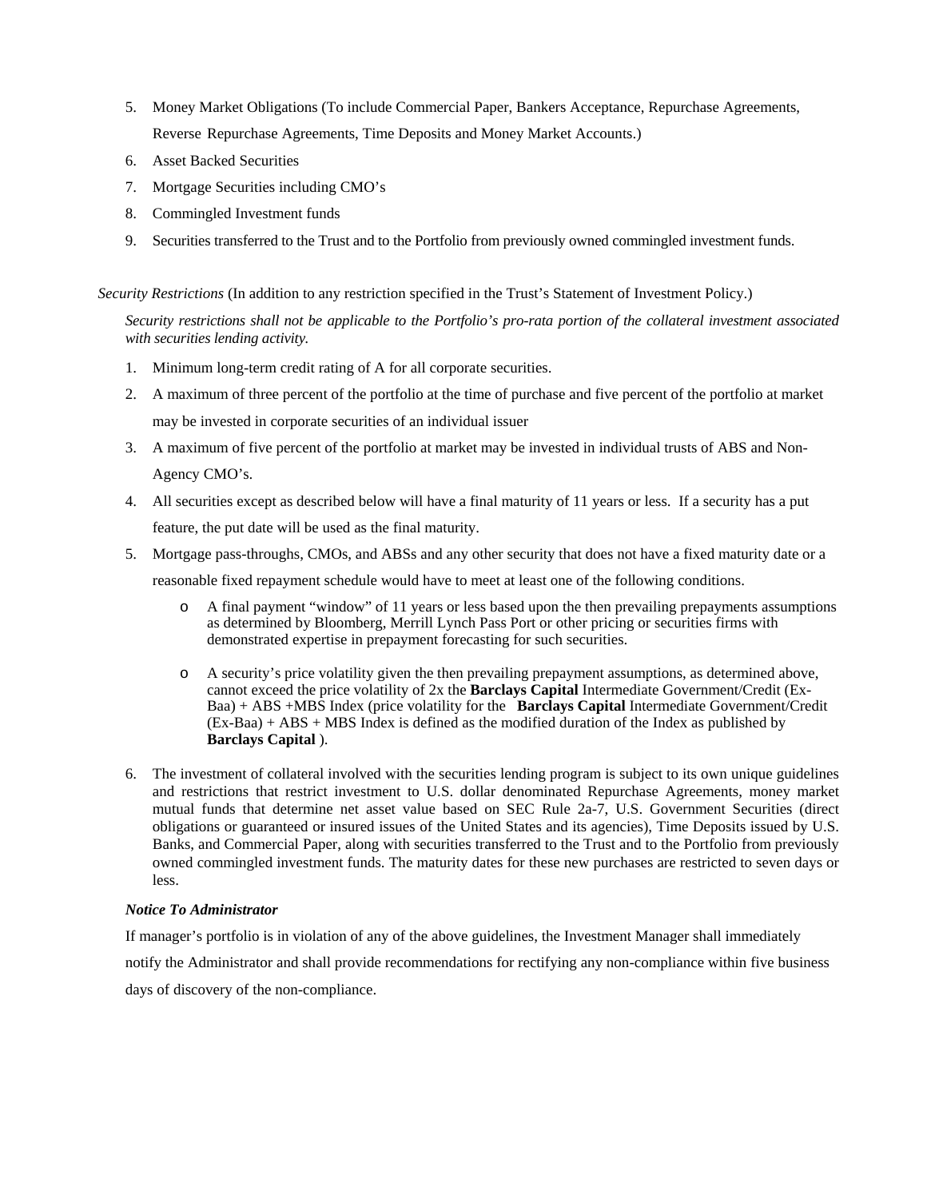5. Money Market Obligations (To include Commercial Paper, Bankers Acceptance, Repurchase Agreements, Reverse Repurchase Agreements, Time Deposits and Money Market Accounts.)
6. Asset Backed Securities
7. Mortgage Securities including CMO's
8. Commingled Investment funds
9. Securities transferred to the Trust and to the Portfolio from previously owned commingled investment funds.

*Security Restrictions* (In addition to any restriction specified in the Trust's Statement of Investment Policy.)

*Security restrictions shall not be applicable to the Portfolio's pro-rata portion of the collateral investment associated with securities lending activity.*

1. Minimum long-term credit rating of A for all corporate securities.
2. A maximum of three percent of the portfolio at the time of purchase and five percent of the portfolio at market may be invested in corporate securities of an individual issuer
3. A maximum of five percent of the portfolio at market may be invested in individual trusts of ABS and Non-Agency CMO's.
4. All securities except as described below will have a final maturity of 11 years or less. If a security has a put feature, the put date will be used as the final maturity.
5. Mortgage pass-throughs, CMOs, and ABSs and any other security that does not have a fixed maturity date or a reasonable fixed repayment schedule would have to meet at least one of the following conditions.
   - A final payment "window" of 11 years or less based upon the then prevailing prepayments assumptions as determined by Bloomberg, Merrill Lynch Pass Port or other pricing or securities firms with demonstrated expertise in prepayment forecasting for such securities.
   - A security's price volatility given the then prevailing prepayment assumptions, as determined above, cannot exceed the price volatility of 2x the **Barclays Capital** Intermediate Government/Credit (Ex-Baa) + ABS +MBS Index (price volatility for the **Barclays Capital** Intermediate Government/Credit (Ex-Baa) + ABS + MBS Index is defined as the modified duration of the Index as published by **Barclays Capital** ).
6. The investment of collateral involved with the securities lending program is subject to its own unique guidelines and restrictions that restrict investment to U.S. dollar denominated Repurchase Agreements, money market mutual funds that determine net asset value based on SEC Rule 2a-7, U.S. Government Securities (direct obligations or guaranteed or insured issues of the United States and its agencies), Time Deposits issued by U.S. Banks, and Commercial Paper, along with securities transferred to the Trust and to the Portfolio from previously owned commingled investment funds. The maturity dates for these new purchases are restricted to seven days or less.

***Notice To Administrator***

If manager's portfolio is in violation of any of the above guidelines, the Investment Manager shall immediately notify the Administrator and shall provide recommendations for rectifying any non-compliance within five business days of discovery of the non-compliance.